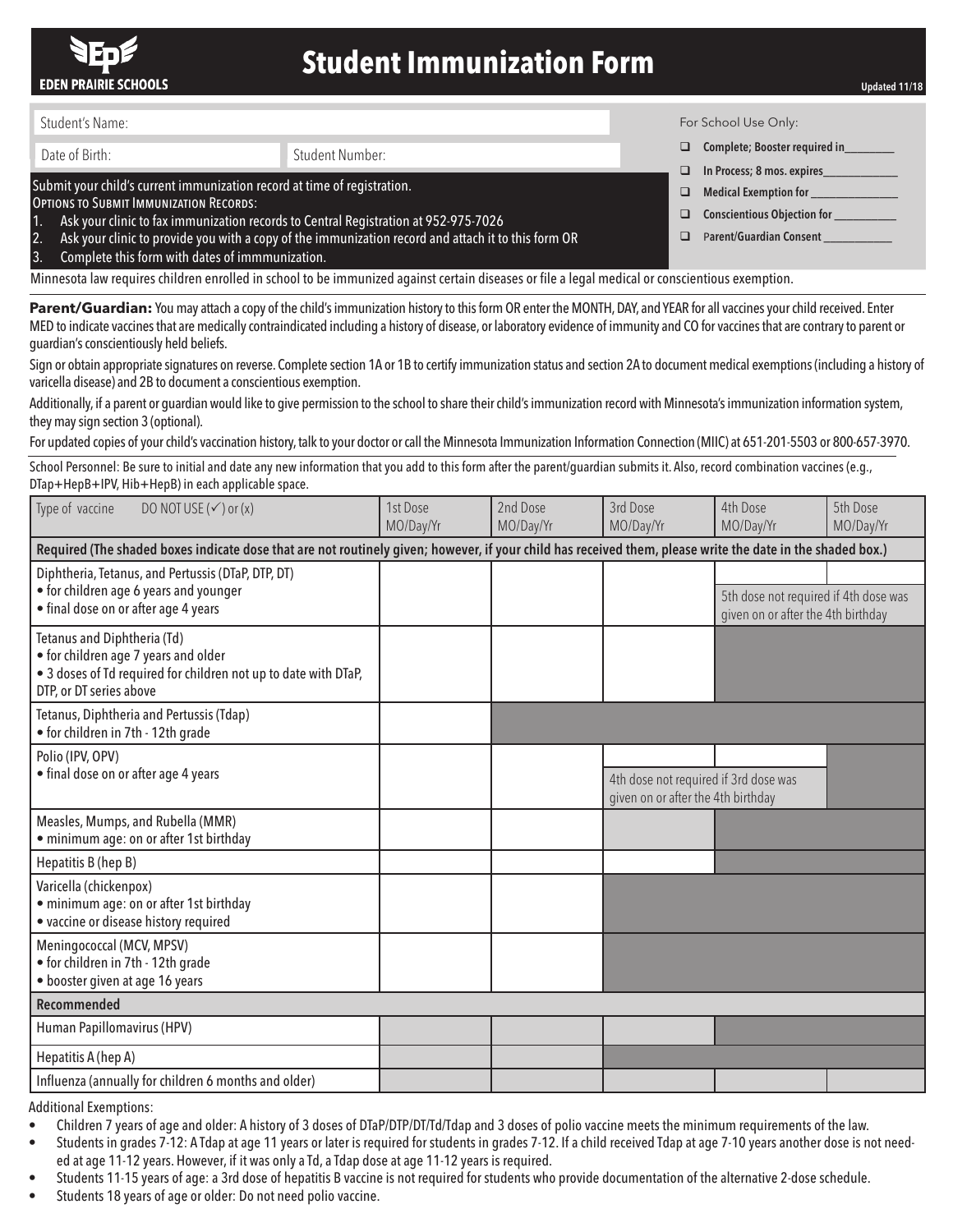EDEN PRAIRIE SCHOOLS

# Student Immunization Form

Updated 11/18

Student's Name:

Date of Birth: Student Number:

Submit your child's current immunization record at time of registration.

OPTIONS TO SUBMIT IMMUNIZATION RECORDS:

1. Ask your clinic to fax immunization records to Central Registration at 952-975-7026
2. Ask your clinic to provide you with a copy of the immunization record and attach it to this form OR
3. Complete this form with dates of immmunization.

For School Use Only:

- ☐ **Complete; Booster required in________**
- ☐ **In Process; 8 mos. expires_____________**
- ☐ **Medical Exemption for _______________**
- ☐ **Conscientious Objection for ___________**
- ☐ **Parent/Guardian Consent ____________**

Minnesota law requires children enrolled in school to be immunized against certain diseases or file a legal medical or conscientious exemption.

**Parent/Guardian:** You may attach a copy of the child's immunization history to this form OR enter the MONTH, DAY, and YEAR for all vaccines your child received. Enter MED to indicate vaccines that are medically contraindicated including a history of disease, or laboratory evidence of immunity and CO for vaccines that are contrary to parent or guardian's conscientiously held beliefs.

Sign or obtain appropriate signatures on reverse. Complete section 1A or 1B to certify immunization status and section 2A to document medical exemptions (including a history of varicella disease) and 2B to document a conscientious exemption.

Additionally, if a parent or guardian would like to give permission to the school to share their child's immunization record with Minnesota's immunization information system, they may sign section 3 (optional).

For updated copies of your child's vaccination history, talk to your doctor or call the Minnesota Immunization Information Connection (MIIC) at 651-201-5503 or 800-657-3970.

School Personnel: Be sure to initial and date any new information that you add to this form after the parent/guardian submits it. Also, record combination vaccines (e.g., DTap+HepB+IPV, Hib+HepB) in each applicable space.

| Type of vaccine DO NOT USE (✓) or (x) | 1st Dose MO/Day/Yr | 2nd Dose MO/Day/Yr | 3rd Dose MO/Day/Yr | 4th Dose MO/Day/Yr | 5th Dose MO/Day/Yr |
|---|---|---|---|---|---|
| **Required (The shaded boxes indicate dose that are not routinely given; however, if your child has received them, please write the date in the shaded box.)** | | | | | |
| Diphtheria, Tetanus, and Pertussis (DTaP, DTP, DT) • for children age 6 years and younger • final dose on or after age 4 years | | | | | 5th dose not required if 4th dose was given on or after the 4th birthday |
| Tetanus and Diphtheria (Td) • for children age 7 years and older • 3 doses of Td required for children not up to date with DTaP, DTP, or DT series above | | | | | |
| Tetanus, Diphtheria and Pertussis (Tdap) • for children in 7th - 12th grade | | | | | |
| Polio (IPV, OPV) • final dose on or after age 4 years | | | | 4th dose not required if 3rd dose was given on or after the 4th birthday | |
| Measles, Mumps, and Rubella (MMR) • minimum age: on or after 1st birthday | | | | | |
| Hepatitis B (hep B) | | | | | |
| Varicella (chickenpox) • minimum age: on or after 1st birthday • vaccine or disease history required | | | | | |
| Meningococcal (MCV, MPSV) • for children in 7th - 12th grade • booster given at age 16 years | | | | | |
| **Recommended** | | | | | |
| Human Papillomavirus (HPV) | | | | | |
| Hepatitis A (hep A) | | | | | |
| Influenza (annually for children 6 months and older) | | | | | |

Additional Exemptions:

- Children 7 years of age and older: A history of 3 doses of DTaP/DTP/DT/Td/Tdap and 3 doses of polio vaccine meets the minimum requirements of the law.
- Students in grades 7-12: A Tdap at age 11 years or later is required for students in grades 7-12. If a child received Tdap at age 7-10 years another dose is not needed at age 11-12 years. However, if it was only a Td, a Tdap dose at age 11-12 years is required.
- Students 11-15 years of age: a 3rd dose of hepatitis B vaccine is not required for students who provide documentation of the alternative 2-dose schedule.
- Students 18 years of age or older: Do not need polio vaccine.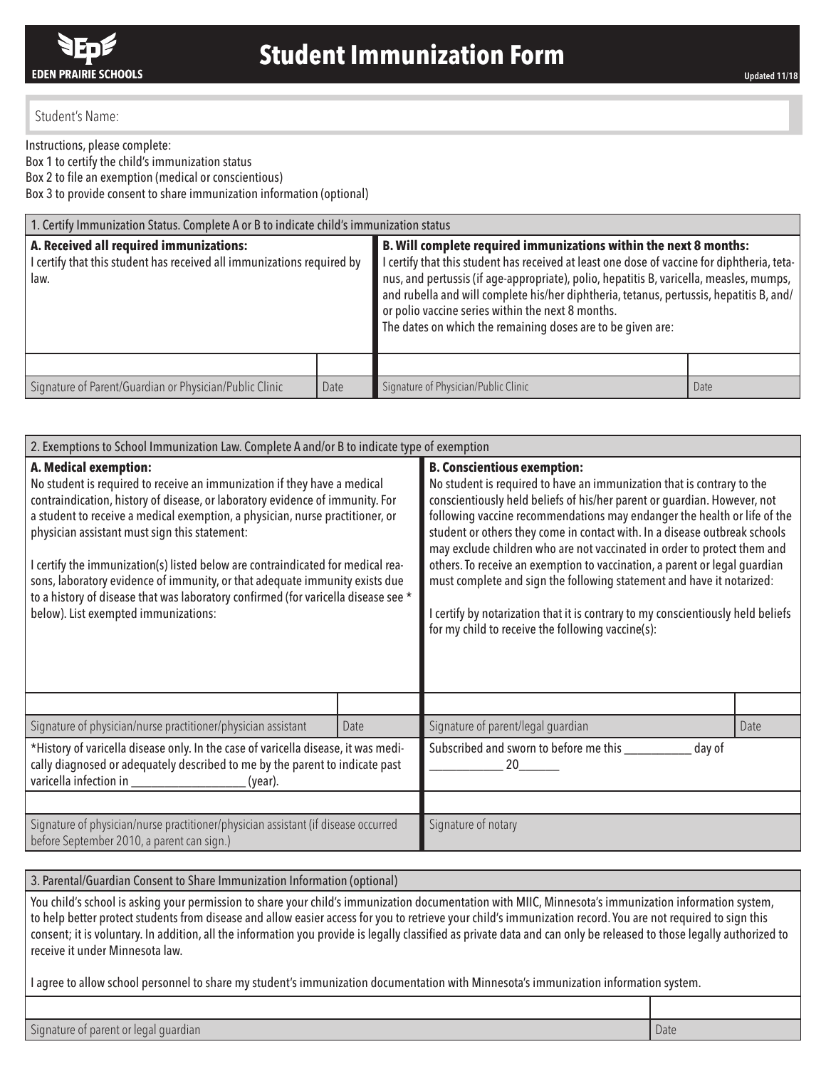EDEN PRAIRIE SCHOOLS

# Student Immunization Form

Updated 11/18

Student's Name:

Instructions, please complete:
Box 1 to certify the child's immunization status
Box 2 to file an exemption (medical or conscientious)
Box 3 to provide consent to share immunization information (optional)

## 1. Certify Immunization Status. Complete A or B to indicate child's immunization status

**A. Received all required immunizations:**
I certify that this student has received all immunizations required by law.

| | |
|---|---|
| | |
| Signature of Parent/Guardian or Physician/Public Clinic | Date |

**B. Will complete required immunizations within the next 8 months:**
I certify that this student has received at least one dose of vaccine for diphtheria, tetanus, and pertussis (if age-appropriate), polio, hepatitis B, varicella, measles, mumps, and rubella and will complete his/her diphtheria, tetanus, pertussis, hepatitis B, and/or polio vaccine series within the next 8 months.
The dates on which the remaining doses are to be given are:

| | |
|---|---|
| | |
| Signature of Physician/Public Clinic | Date |

## 2. Exemptions to School Immunization Law. Complete A and/or B to indicate type of exemption

**A. Medical exemption:**
No student is required to receive an immunization if they have a medical contraindication, history of disease, or laboratory evidence of immunity. For a student to receive a medical exemption, a physician, nurse practitioner, or physician assistant must sign this statement:

I certify the immunization(s) listed below are contraindicated for medical reasons, laboratory evidence of immunity, or that adequate immunity exists due to a history of disease that was laboratory confirmed (for varicella disease see * below). List exempted immunizations:

| | |
|---|---|
| | |
| Signature of physician/nurse practitioner/physician assistant | Date |

*History of varicella disease only. In the case of varicella disease, it was medically diagnosed or adequately described to me by the parent to indicate past varicella infection in ________________ (year).

| |
|---|
| |
| Signature of physician/nurse practitioner/physician assistant (if disease occurred before September 2010, a parent can sign.) |

**B. Conscientious exemption:**
No student is required to have an immunization that is contrary to the conscientiously held beliefs of his/her parent or guardian. However, not following vaccine recommendations may endanger the health or life of the student or others they come in contact with. In a disease outbreak schools may exclude children who are not vaccinated in order to protect them and others. To receive an exemption to vaccination, a parent or legal guardian must complete and sign the following statement and have it notarized:

I certify by notarization that it is contrary to my conscientiously held beliefs for my child to receive the following vaccine(s):

| | |
|---|---|
| | |
| Signature of parent/legal guardian | Date |

Subscribed and sworn to before me this __________ day of __________ 20______

| |
|---|
| |
| Signature of notary |

## 3. Parental/Guardian Consent to Share Immunization Information (optional)

You child's school is asking your permission to share your child's immunization documentation with MIIC, Minnesota's immunization information system, to help better protect students from disease and allow easier access for you to retrieve your child's immunization record. You are not required to sign this consent; it is voluntary. In addition, all the information you provide is legally classified as private data and can only be released to those legally authorized to receive it under Minnesota law.

I agree to allow school personnel to share my student's immunization documentation with Minnesota's immunization information system.

| | |
|---|---|
| | |
| Signature of parent or legal guardian | Date |